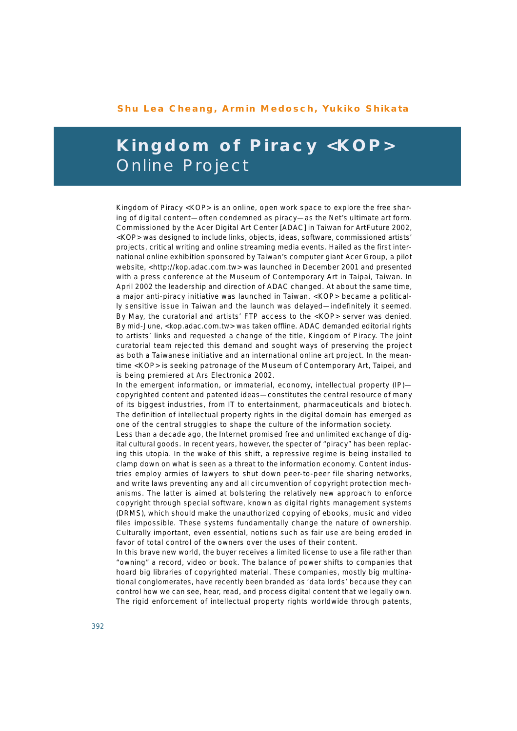Shu Lea Cheang, Armin Medosch, Yukiko Shikata

# Kingdom of Piracy <KOP> Online Project

Kingdom of Piracy <KOP> is an online, open work space to explore the free sharing of digital content—often condemned as piracy—as the Net's ultimate art form. Commissioned by the Acer Digital Art Center [ADAC] in Taiwan for ArtFuture 2002, <KOP> was designed to include links, objects, ideas, software, commissioned artists' projects, critical writing and online streaming media events. Hailed as the first international online exhibition sponsored by Taiwan's computer giant Acer Group, a pilot website, <http://kop.adac.com.tw> was launched in December 2001 and presented with a press conference at the Museum of Contemporary Art in Taipai, Taiwan. In April 2002 the leadership and direction of ADAC changed. At about the same time, a major anti-piracy initiative was launched in Taiwan. <KOP> became a politically sensitive issue in Taiwan and the launch was delayed—indefinitely it seemed. By May, the curatorial and artists' FTP access to the <KOP> server was denied. By mid-June, <kop.adac.com.tw> was taken offline. ADAC demanded editorial rights to artists' links and requested a change of the title, Kingdom of Piracy. The joint curatorial team rejected this demand and sought ways of preserving the project as both a Taiwanese initiative and an international online art project. In the meantime <KOP> is seeking patronage of the Museum of Contemporary Art, Taipei, and is being premiered at Ars Electronica 2002.

In the emergent information, or immaterial, economy, intellectual property (IP)—copyrighted content and patented ideas—constitutes the central resource of many of its biggest industries, from IT to entertainment, pharmaceuticals and biotech. The definition of intellectual property rights in the digital domain has emerged as one of the central struggles to shape the culture of the information society.

Less than a decade ago, the Internet promised free and unlimited exchange of digital cultural goods. In recent years, however, the specter of "piracy" has been replacing this utopia. In the wake of this shift, a repressive regime is being installed to clamp down on what is seen as a threat to the information economy. Content industries employ armies of lawyers to shut down peer-to-peer file sharing networks, and write laws preventing any and all circumvention of copyright protection mechanisms. The latter is aimed at bolstering the relatively new approach to enforce copyright through special software, known as digital rights management systems (DRMS), which should make the unauthorized copying of ebooks, music and video files impossible. These systems fundamentally change the nature of ownership. Culturally important, even essential, notions such as fair use are being eroded in favor of total control of the owners over the uses of their content.

In this brave new world, the buyer receives a limited license to use a file rather than "owning" a record, video or book. The balance of power shifts to companies that hoard big libraries of copyrighted material. These companies, mostly big multinational conglomerates, have recently been branded as 'data lords' because they can control how we can see, hear, read, and process digital content that we legally own. The rigid enforcement of intellectual property rights worldwide through patents,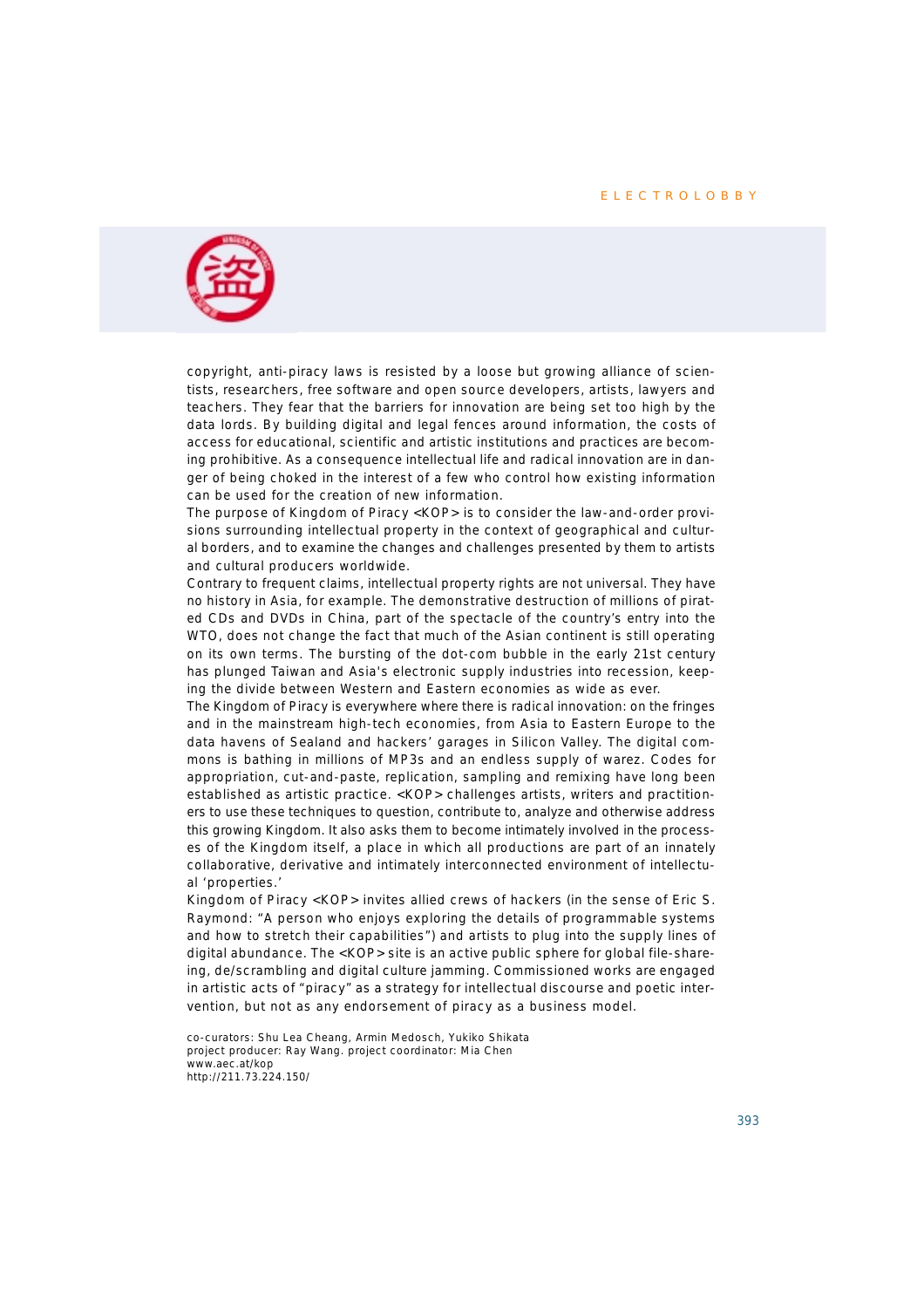copyright, anti-piracy laws is resisted by a loose but growing alliance of scientists, researchers, free software and open source developers, artists, lawyers and teachers. They fear that the barriers for innovation are being set too high by the data lords. By building digital and legal fences around information, the costs of access for educational, scientific and artistic institutions and practices are becoming prohibitive. As a consequence intellectual life and radical innovation are in danger of being choked in the interest of a few who control how existing information can be used for the creation of new information.

The purpose of Kingdom of Piracy <KOP> is to consider the law-and-order provisions surrounding intellectual property in the context of geographical and cultural borders, and to examine the changes and challenges presented by them to artists and cultural producers worldwide.

Contrary to frequent claims, intellectual property rights are not universal. They have no history in Asia, for example. The demonstrative destruction of millions of pirated CDs and DVDs in China, part of the spectacle of the country's entry into the WTO, does not change the fact that much of the Asian continent is still operating on its own terms. The bursting of the dot-com bubble in the early 21st century has plunged Taiwan and Asia's electronic supply industries into recession, keeping the divide between Western and Eastern economies as wide as ever.

The Kingdom of Piracy is everywhere where there is radical innovation: on the fringes and in the mainstream high-tech economies, from Asia to Eastern Europe to the data havens of Sealand and hackers' garages in Silicon Valley. The digital commons is bathing in millions of MP3s and an endless supply of warez. Codes for appropriation, cut-and-paste, replication, sampling and remixing have long been established as artistic practice. <KOP> challenges artists, writers and practitioners to use these techniques to question, contribute to, analyze and otherwise address this growing Kingdom. It also asks them to become intimately involved in the processes of the Kingdom itself, a place in which all productions are part of an innately collaborative, derivative and intimately interconnected environment of intellectual 'properties.'

Kingdom of Piracy <KOP> invites allied crews of hackers (in the sense of Eric S. Raymond: "A person who enjoys exploring the details of programmable systems and how to stretch their capabilities") and artists to plug into the supply lines of digital abundance. The <KOP> site is an active public sphere for global file-shareing, de/scrambling and digital culture jamming. Commissioned works are engaged in artistic acts of "piracy" as a strategy for intellectual discourse and poetic intervention, but not as any endorsement of piracy as a business model.

co-curators: Shu Lea Cheang, Armin Medosch, Yukiko Shikata
project producer: Ray Wang. project coordinator: Mia Chen
www.aec.at/kop
http://211.73.224.150/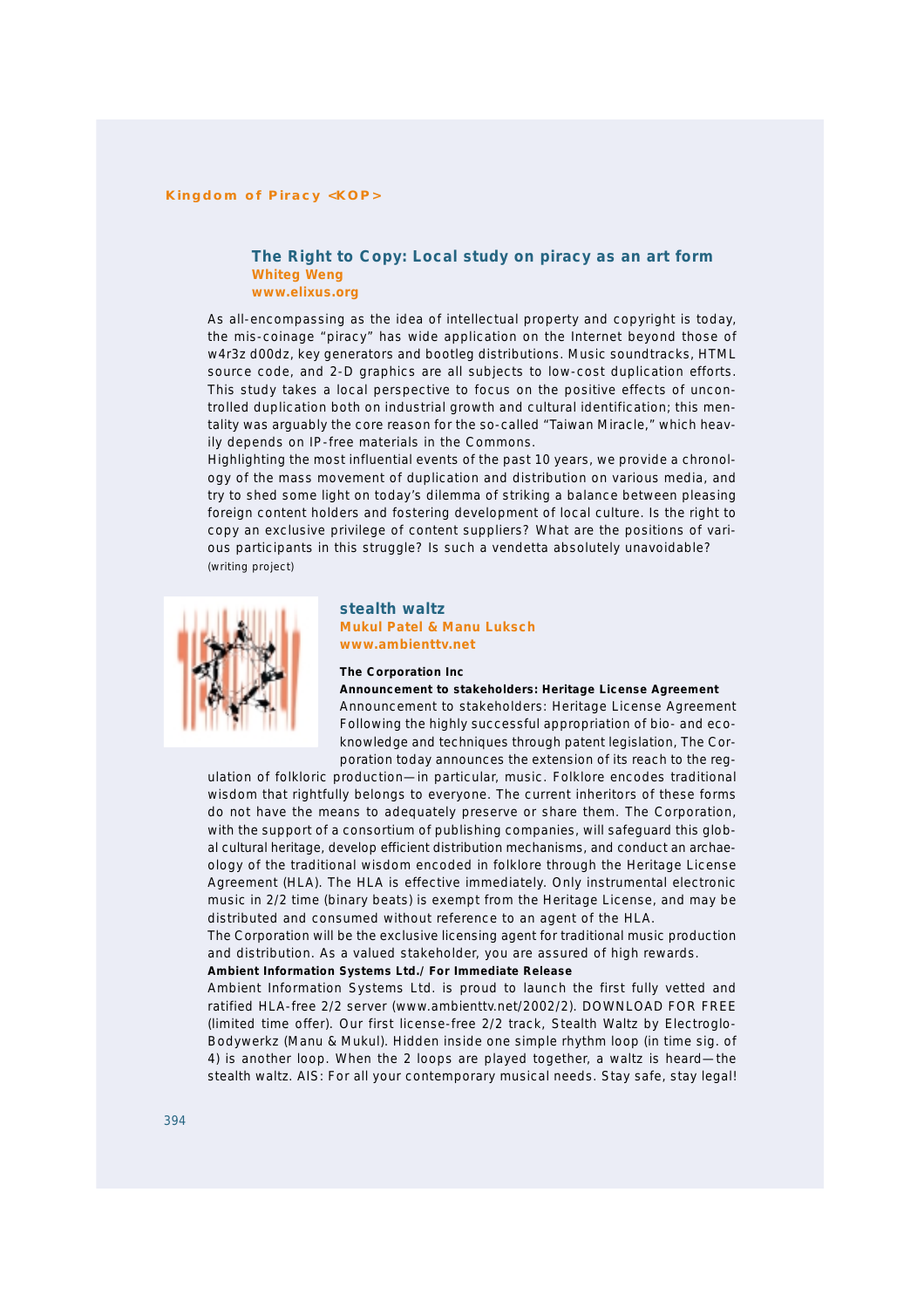Kingdom of Piracy <KOP>

## The Right to Copy: Local study on piracy as an art form

**Whiteg Weng**
**www.elixus.org**

As all-encompassing as the idea of intellectual property and copyright is today, the mis-coinage "piracy" has wide application on the Internet beyond those of w4r3z d00dz, key generators and bootleg distributions. Music soundtracks, HTML source code, and 2-D graphics are all subjects to low-cost duplication efforts. This study takes a local perspective to focus on the positive effects of uncontrolled duplication both on industrial growth and cultural identification; this mentality was arguably the core reason for the so-called "Taiwan Miracle," which heavily depends on IP-free materials in the Commons.

Highlighting the most influential events of the past 10 years, we provide a chronology of the mass movement of duplication and distribution on various media, and try to shed some light on today's dilemma of striking a balance between pleasing foreign content holders and fostering development of local culture. Is the right to copy an exclusive privilege of content suppliers? What are the positions of various participants in this struggle? Is such a vendetta absolutely unavoidable?

(writing project)

## stealth waltz

**Mukul Patel & Manu Luksch**
**www.ambienttv.net**

**The Corporation Inc**

**Announcement to stakeholders: Heritage License Agreement**

Announcement to stakeholders: Heritage License Agreement

Following the highly successful appropriation of bio- and eco-knowledge and techniques through patent legislation, The Corporation today announces the extension of its reach to the regulation of folkloric production—in particular, music. Folklore encodes traditional wisdom that rightfully belongs to everyone. The current inheritors of these forms do not have the means to adequately preserve or share them. The Corporation, with the support of a consortium of publishing companies, will safeguard this global cultural heritage, develop efficient distribution mechanisms, and conduct an archaeology of the traditional wisdom encoded in folklore through the Heritage License Agreement (HLA). The HLA is effective immediately. Only instrumental electronic music in 2/2 time (binary beats) is exempt from the Heritage License, and may be distributed and consumed without reference to an agent of the HLA.

The Corporation will be the exclusive licensing agent for traditional music production and distribution. As a valued stakeholder, you are assured of high rewards.

**Ambient Information Systems Ltd./ For Immediate Release**

Ambient Information Systems Ltd. is proud to launch the first fully vetted and ratified HLA-free 2/2 server (www.ambienttv.net/2002/2). DOWNLOAD FOR FREE (limited time offer). Our first license-free 2/2 track, Stealth Waltz by Electroglo-Bodywerkz (Manu & Mukul). Hidden inside one simple rhythm loop (in time sig. of 4) is another loop. When the 2 loops are played together, a waltz is heard—the stealth waltz. AIS: For all your contemporary musical needs. Stay safe, stay legal!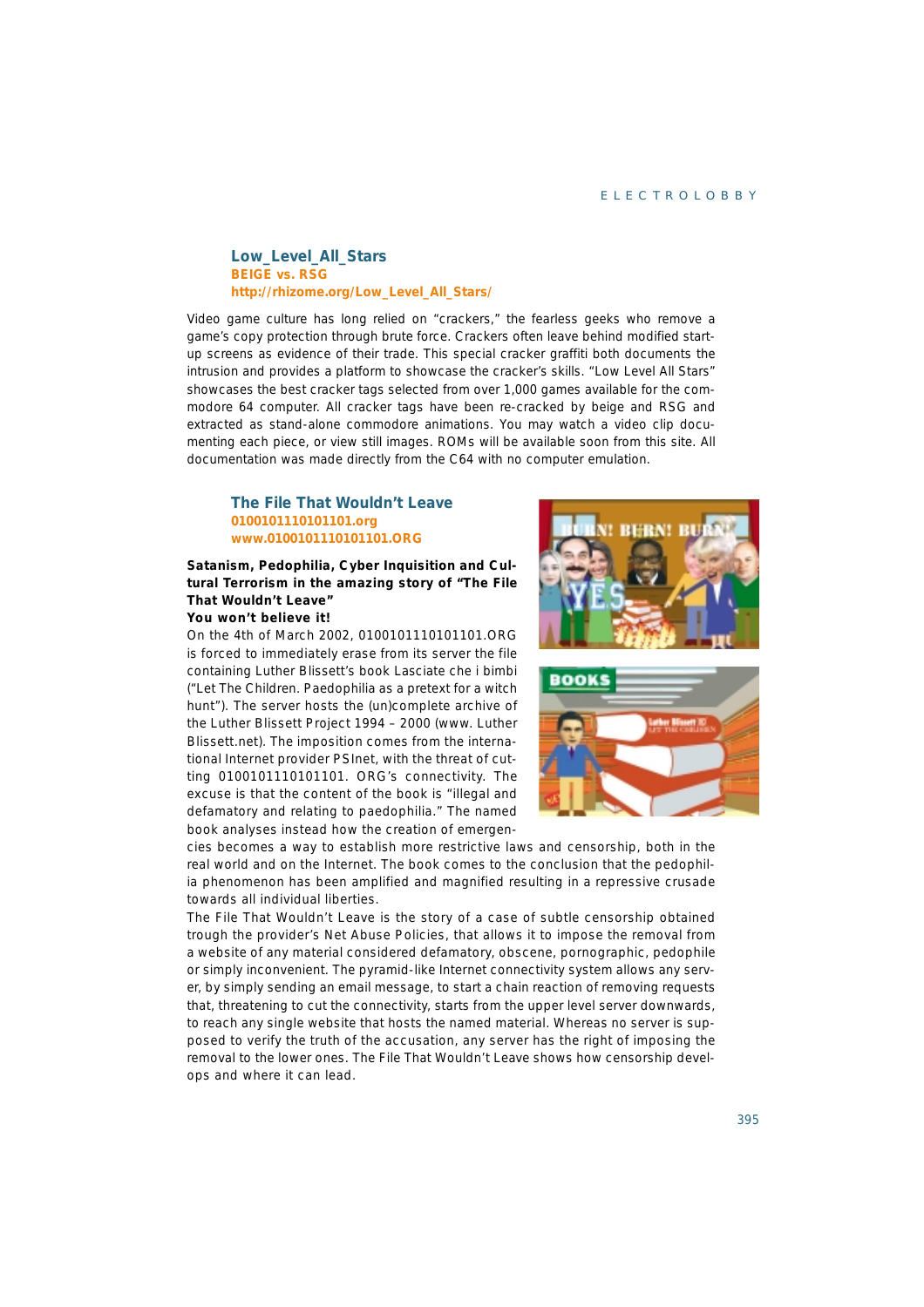### Low_Level_All_Stars

**BEIGE vs. RSG**
**http://rhizome.org/Low_Level_All_Stars/**

Video game culture has long relied on "crackers," the fearless geeks who remove a game's copy protection through brute force. Crackers often leave behind modified start-up screens as evidence of their trade. This special cracker graffiti both documents the intrusion and provides a platform to showcase the cracker's skills. "Low Level All Stars" showcases the best cracker tags selected from over 1,000 games available for the commodore 64 computer. All cracker tags have been re-cracked by beige and RSG and extracted as stand-alone commodore animations. You may watch a video clip documenting each piece, or view still images. ROMs will be available soon from this site. All documentation was made directly from the C64 with no computer emulation.

### The File That Wouldn't Leave

**0100101110101101.org**
**www.0100101110101101.ORG**

**Satanism, Pedophilia, Cyber Inquisition and Cultural Terrorism in the amazing story of "The File That Wouldn't Leave"**
**You won't believe it!**

On the 4th of March 2002, 0100101110101101.ORG is forced to immediately erase from its server the file containing Luther Blissett's book Lasciate che i bimbi ("Let The Children. Paedophilia as a pretext for a witch hunt"). The server hosts the (un)complete archive of the Luther Blissett Project 1994 – 2000 (www. Luther Blissett.net). The imposition comes from the international Internet provider PSInet, with the threat of cutting 0100101110101101. ORG's connectivity. The excuse is that the content of the book is "illegal and defamatory and relating to paedophilia." The named book analyses instead how the creation of emergencies becomes a way to establish more restrictive laws and censorship, both in the real world and on the Internet. The book comes to the conclusion that the pedophilia phenomenon has been amplified and magnified resulting in a repressive crusade towards all individual liberties.

The File That Wouldn't Leave is the story of a case of subtle censorship obtained trough the provider's Net Abuse Policies, that allows it to impose the removal from a website of any material considered defamatory, obscene, pornographic, pedophile or simply inconvenient. The pyramid-like Internet connectivity system allows any server, by simply sending an email message, to start a chain reaction of removing requests that, threatening to cut the connectivity, starts from the upper level server downwards, to reach any single website that hosts the named material. Whereas no server is supposed to verify the truth of the accusation, any server has the right of imposing the removal to the lower ones. The File That Wouldn't Leave shows how censorship develops and where it can lead.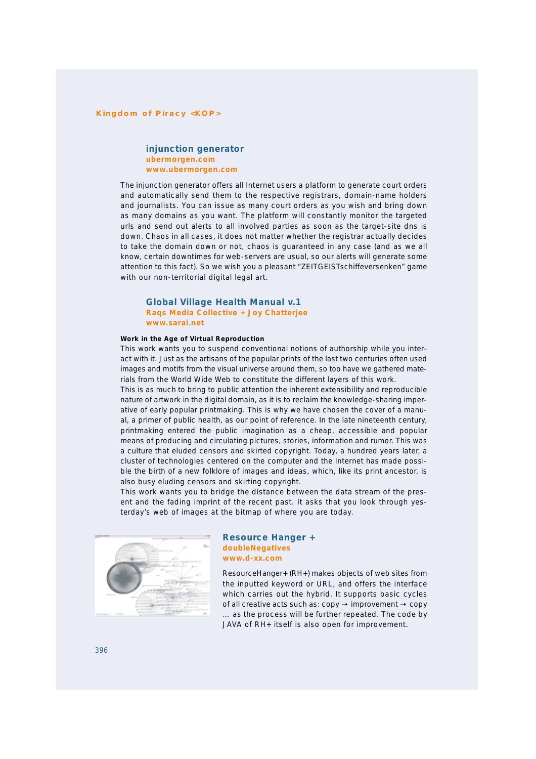## injunction generator

**ubermorgen.com**
**www.ubermorgen.com**

The injunction generator offers all Internet users a platform to generate court orders and automatically send them to the respective registrars, domain-name holders and journalists. You can issue as many court orders as you wish and bring down as many domains as you want. The platform will constantly monitor the targeted urls and send out alerts to all involved parties as soon as the target-site dns is down. Chaos in all cases, it does not matter whether the registrar actually decides to take the domain down or not, chaos is guaranteed in any case (and as we all know, certain downtimes for web-servers are usual, so our alerts will generate some attention to this fact). So we wish you a pleasant "ZEITGEISTschiffeversenken" game with our non-territorial digital legal art.

## Global Village Health Manual v.1

**Raqs Media Collective + Joy Chatterjee**
**www.sarai.net**

**Work in the Age of Virtual Reproduction**

This work wants you to suspend conventional notions of authorship while you interact with it. Just as the artisans of the popular prints of the last two centuries often used images and motifs from the visual universe around them, so too have we gathered materials from the World Wide Web to constitute the different layers of this work.

This is as much to bring to public attention the inherent extensibility and reproducible nature of artwork in the digital domain, as it is to reclaim the knowledge-sharing imperative of early popular printmaking. This is why we have chosen the cover of a manual, a primer of public health, as our point of reference. In the late nineteenth century, printmaking entered the public imagination as a cheap, accessible and popular means of producing and circulating pictures, stories, information and rumor. This was a culture that eluded censors and skirted copyright. Today, a hundred years later, a cluster of technologies centered on the computer and the Internet has made possible the birth of a new folklore of images and ideas, which, like its print ancestor, is also busy eluding censors and skirting copyright.

This work wants you to bridge the distance between the data stream of the present and the fading imprint of the recent past. It asks that you look through yesterday's web of images at the bitmap of where you are today.

## Resource Hanger +

**doubleNegatives**
**www.d-xx.com**

ResourceHanger+ (RH+) makes objects of web sites from the inputted keyword or URL, and offers the interface which carries out the hybrid. It supports basic cycles of all creative acts such as: copy → improvement → copy ... as the process will be further repeated. The code by JAVA of RH+ itself is also open for improvement.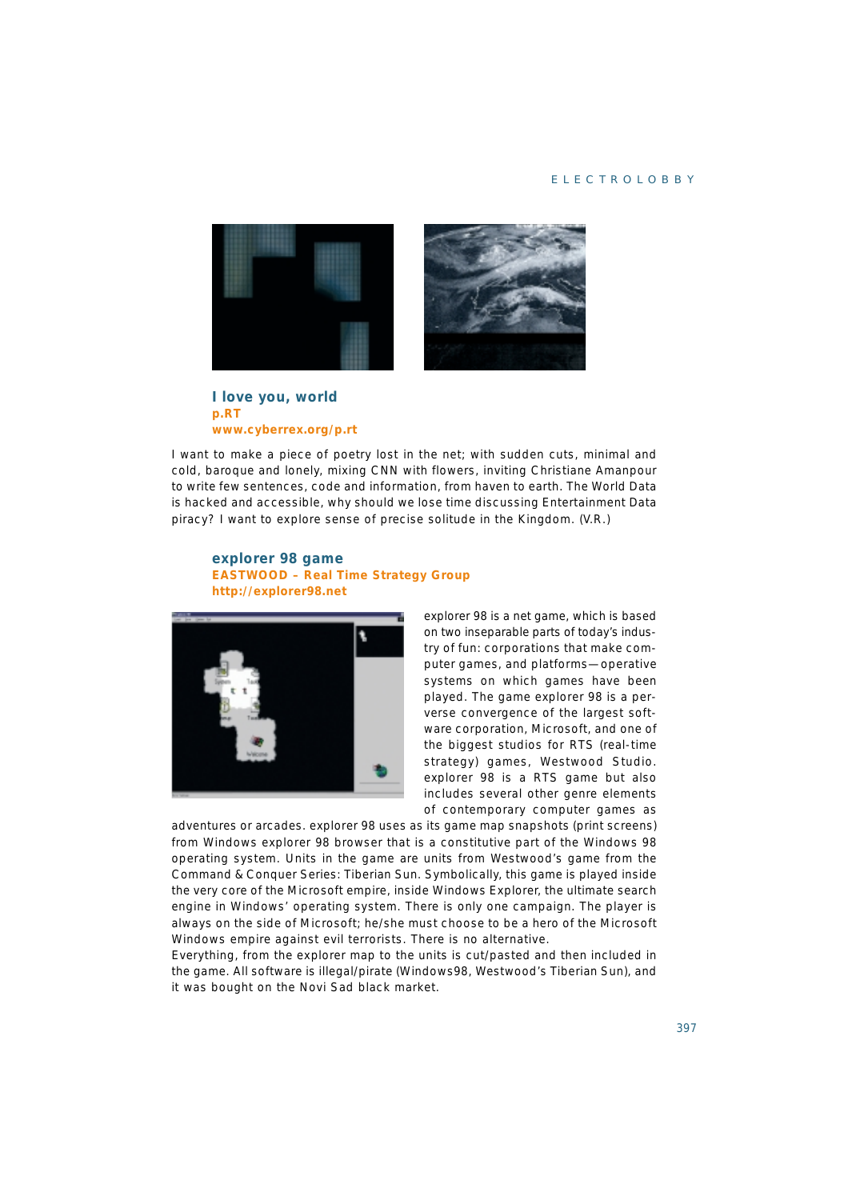## I love you, world

**p.RT**

**www.cyberrex.org/p.rt**

I want to make a piece of poetry lost in the net; with sudden cuts, minimal and cold, baroque and lonely, mixing CNN with flowers, inviting Christiane Amanpour to write few sentences, code and information, from haven to earth. The World Data is hacked and accessible, why should we lose time discussing Entertainment Data piracy? I want to explore sense of precise solitude in the Kingdom. (V.R.)

## explorer 98 game

**EASTWOOD – Real Time Strategy Group**

**http://explorer98.net**

explorer 98 is a net game, which is based on two inseparable parts of today's industry of fun: corporations that make computer games, and platforms—operative systems on which games have been played. The game explorer 98 is a perverse convergence of the largest software corporation, Microsoft, and one of the biggest studios for RTS (real-time strategy) games, Westwood Studio. explorer 98 is a RTS game but also includes several other genre elements of contemporary computer games as adventures or arcades. explorer 98 uses as its game map snapshots (print screens) from Windows explorer 98 browser that is a constitutive part of the Windows 98 operating system. Units in the game are units from Westwood's game from the Command & Conquer Series: Tiberian Sun. Symbolically, this game is played inside the very core of the Microsoft empire, inside Windows Explorer, the ultimate search engine in Windows' operating system. There is only one campaign. The player is always on the side of Microsoft; he/she must choose to be a hero of the Microsoft Windows empire against evil terrorists. There is no alternative.

Everything, from the explorer map to the units is cut/pasted and then included in the game. All software is illegal/pirate (Windows98, Westwood's Tiberian Sun), and it was bought on the Novi Sad black market.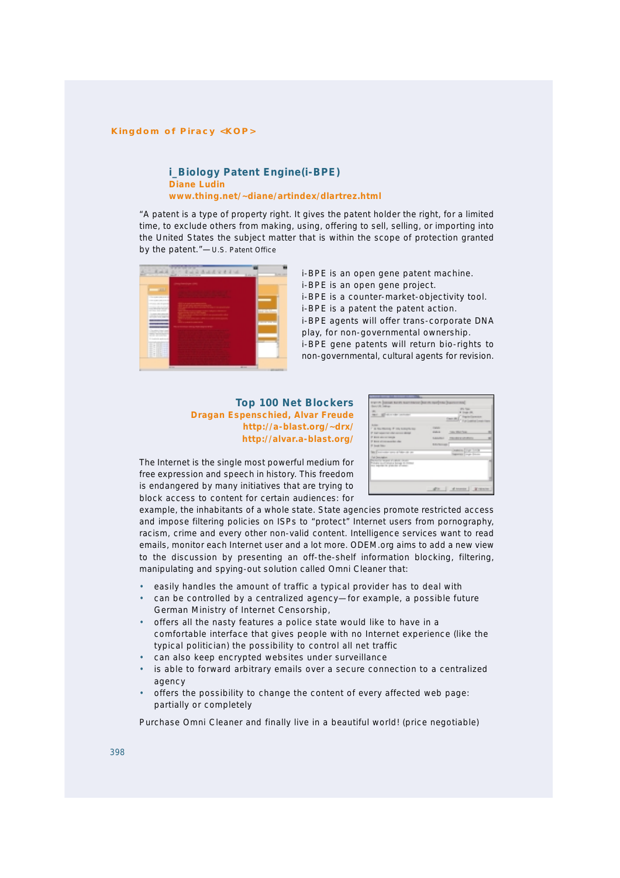Kingdom of Piracy <KOP>

## i_Biology Patent Engine(i-BPE)

**Diane Ludin**

**www.thing.net/~diane/artindex/dlartrez.html**

"A patent is a type of property right. It gives the patent holder the right, for a limited time, to exclude others from making, using, offering to sell, selling, or importing into the United States the subject matter that is within the scope of protection granted by the patent."—U.S. Patent Office

i-BPE is an open gene patent machine.
i-BPE is an open gene project.
i-BPE is a counter-market-objectivity tool.
i-BPE is a patent the patent action.
i-BPE agents will offer trans-corporate DNA play, for non-governmental ownership.
i-BPE gene patents will return bio-rights to non-governmental, cultural agents for revision.

## Top 100 Net Blockers

**Dragan Espenschied, Alvar Freude**

**http://a-blast.org/~drx/**

**http://alvar.a-blast.org/**

The Internet is the single most powerful medium for free expression and speech in history. This freedom is endangered by many initiatives that are trying to block access to content for certain audiences: for example, the inhabitants of a whole state. State agencies promote restricted access and impose filtering policies on ISPs to "protect" Internet users from pornography, racism, crime and every other non-valid content. Intelligence services want to read emails, monitor each Internet user and a lot more. ODEM.org aims to add a new view to the discussion by presenting an off-the-shelf information blocking, filtering, manipulating and spying-out solution called Omni Cleaner that:

- easily handles the amount of traffic a typical provider has to deal with
- can be controlled by a centralized agency—for example, a possible future German Ministry of Internet Censorship,
- offers all the nasty features a police state would like to have in a comfortable interface that gives people with no Internet experience (like the typical politician) the possibility to control all net traffic
- can also keep encrypted websites under surveillance
- is able to forward arbitrary emails over a secure connection to a centralized agency
- offers the possibility to change the content of every affected web page: partially or completely

Purchase Omni Cleaner and finally live in a beautiful world! (price negotiable)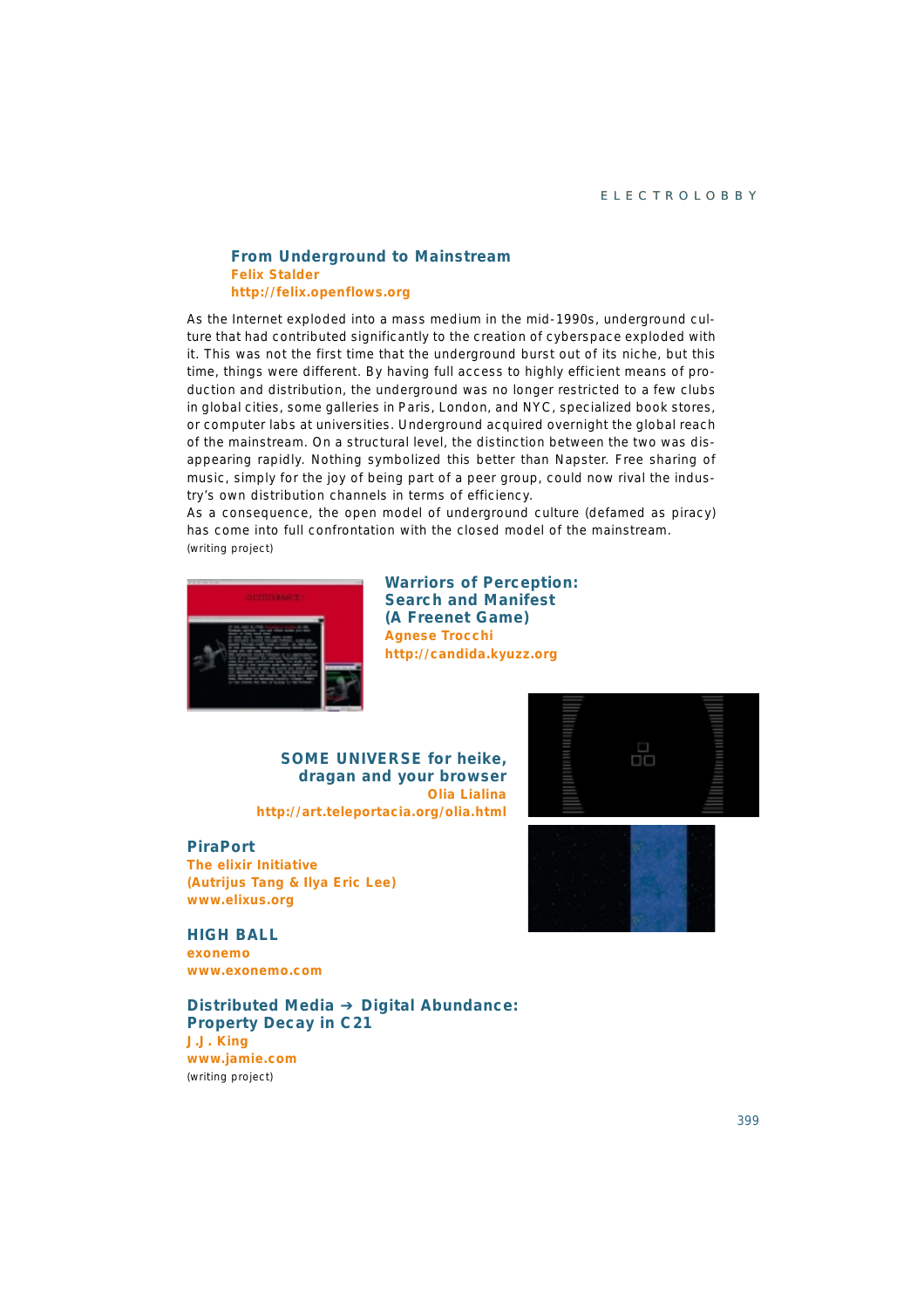### From Underground to Mainstream

**Felix Stalder**
**http://felix.openflows.org**

As the Internet exploded into a mass medium in the mid-1990s, underground culture that had contributed significantly to the creation of cyberspace exploded with it. This was not the first time that the underground burst out of its niche, but this time, things were different. By having full access to highly efficient means of production and distribution, the underground was no longer restricted to a few clubs in global cities, some galleries in Paris, London, and NYC, specialized book stores, or computer labs at universities. Underground acquired overnight the global reach of the mainstream. On a structural level, the distinction between the two was disappearing rapidly. Nothing symbolized this better than Napster. Free sharing of music, simply for the joy of being part of a peer group, could now rival the industry's own distribution channels in terms of efficiency.
As a consequence, the open model of underground culture (defamed as piracy) has come into full confrontation with the closed model of the mainstream.
(writing project)

### Warriors of Perception: Search and Manifest (A Freenet Game)

**Agnese Trocchi**
**http://candida.kyuzz.org**

### SOME UNIVERSE for heike, dragan and your browser

**Olia Lialina**
**http://art.teleportacia.org/olia.html**

### PiraPort

**The elixir Initiative**
**(Autrijus Tang & Ilya Eric Lee)**
**www.elixus.org**

### HIGH BALL

**exonemo**
**www.exonemo.com**

### Distributed Media ➔ Digital Abundance: Property Decay in C21

**J.J. King**
**www.jamie.com**
(writing project)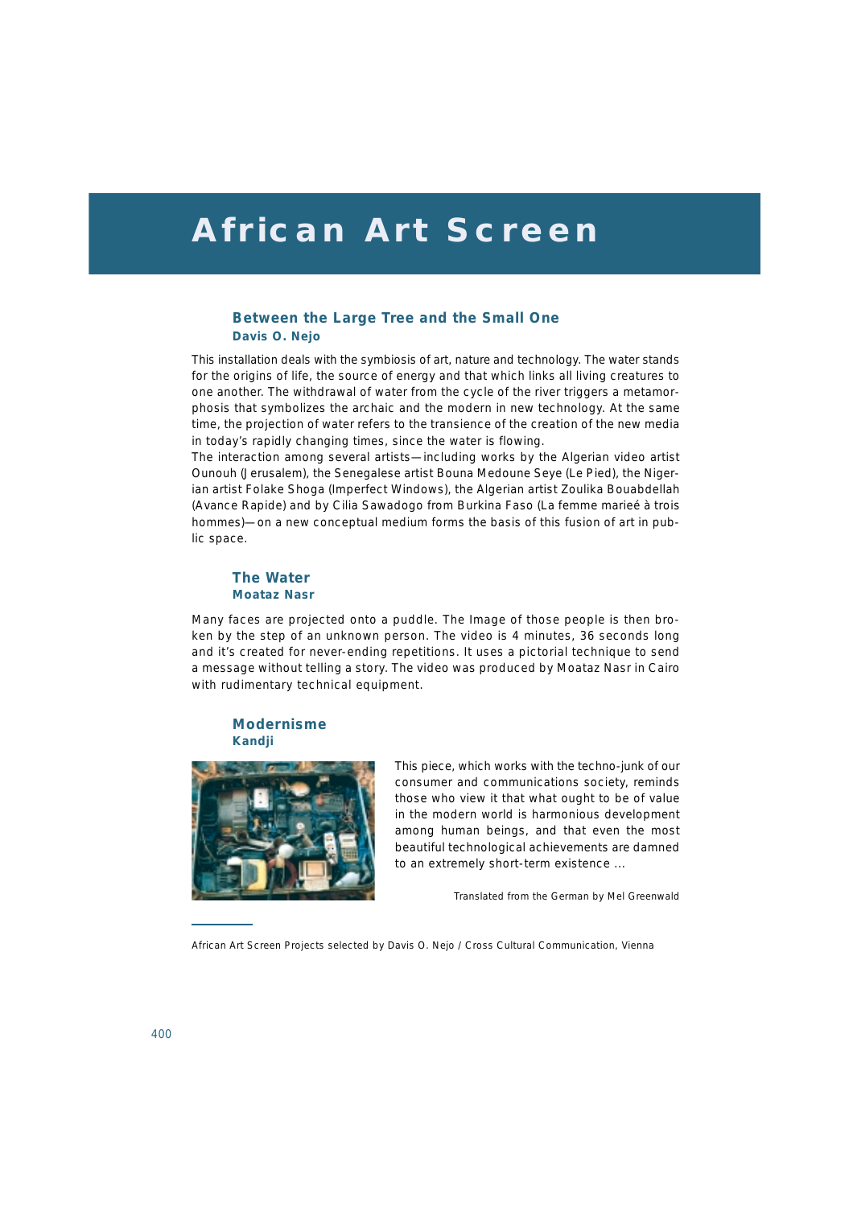# African Art Screen

## Between the Large Tree and the Small One

**Davis O. Nejo**

This installation deals with the symbiosis of art, nature and technology. The water stands for the origins of life, the source of energy and that which links all living creatures to one another. The withdrawal of water from the cycle of the river triggers a metamorphosis that symbolizes the archaic and the modern in new technology. At the same time, the projection of water refers to the transience of the creation of the new media in today's rapidly changing times, since the water is flowing.

The interaction among several artists—including works by the Algerian video artist Ounouh (Jerusalem), the Senegalese artist Bouna Medoune Seye (Le Pied), the Nigerian artist Folake Shoga (Imperfect Windows), the Algerian artist Zoulika Bouabdellah (Avance Rapide) and by Cilia Sawadogo from Burkina Faso (La femme marieé à trois hommes)—on a new conceptual medium forms the basis of this fusion of art in public space.

## The Water

**Moataz Nasr**

Many faces are projected onto a puddle. The Image of those people is then broken by the step of an unknown person. The video is 4 minutes, 36 seconds long and it's created for never-ending repetitions. It uses a pictorial technique to send a message without telling a story. The video was produced by Moataz Nasr in Cairo with rudimentary technical equipment.

## Modernisme

**Kandji**

This piece, which works with the techno-junk of our consumer and communications society, reminds those who view it that what ought to be of value in the modern world is harmonious development among human beings, and that even the most beautiful technological achievements are damned to an extremely short-term existence ...

Translated from the German by Mel Greenwald

---

African Art Screen Projects selected by Davis O. Nejo / Cross Cultural Communication, Vienna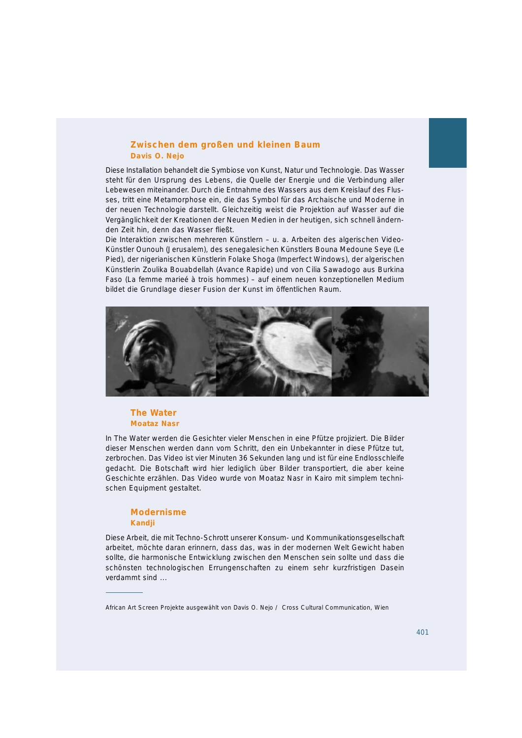## Zwischen dem großen und kleinen Baum

### Davis O. Nejo

Diese Installation behandelt die Symbiose von Kunst, Natur und Technologie. Das Wasser steht für den Ursprung des Lebens, die Quelle der Energie und die Verbindung aller Lebewesen miteinander. Durch die Entnahme des Wassers aus dem Kreislauf des Flusses, tritt eine Metamorphose ein, die das Symbol für das Archaische und Moderne in der neuen Technologie darstellt. Gleichzeitig weist die Projektion auf Wasser auf die Vergänglichkeit der Kreationen der Neuen Medien in der heutigen, sich schnell ändernden Zeit hin, denn das Wasser fließt.

Die Interaktion zwischen mehreren Künstlern – u. a. Arbeiten des algerischen Video-Künstler Ounouh (Jerusalem), des senegalesichen Künstlers Bouna Medoune Seye (Le Pied), der nigerianischen Künstlerin Folake Shoga (Imperfect Windows), der algerischen Künstlerin Zoulika Bouabdellah (Avance Rapide) und von Cilia Sawadogo aus Burkina Faso (La femme marieé à trois hommes) – auf einem neuen konzeptionellen Medium bildet die Grundlage dieser Fusion der Kunst im öffentlichen Raum.

## The Water

### Moataz Nasr

In The Water werden die Gesichter vieler Menschen in eine Pfütze projiziert. Die Bilder dieser Menschen werden dann vom Schritt, den ein Unbekannter in diese Pfütze tut, zerbrochen. Das Video ist vier Minuten 36 Sekunden lang und ist für eine Endlosschleife gedacht. Die Botschaft wird hier lediglich über Bilder transportiert, die aber keine Geschichte erzählen. Das Video wurde von Moataz Nasr in Kairo mit simplem technischen Equipment gestaltet.

## Modernisme

### Kandji

Diese Arbeit, die mit Techno-Schrott unserer Konsum- und Kommunikationsgesellschaft arbeitet, möchte daran erinnern, dass das, was in der modernen Welt Gewicht haben sollte, die harmonische Entwicklung zwischen den Menschen sein sollte und dass die schönsten technologischen Errungenschaften zu einem sehr kurzfristigen Dasein verdammt sind ...

---

African Art Screen Projekte ausgewählt von Davis O. Nejo / Cross Cultural Communication, Wien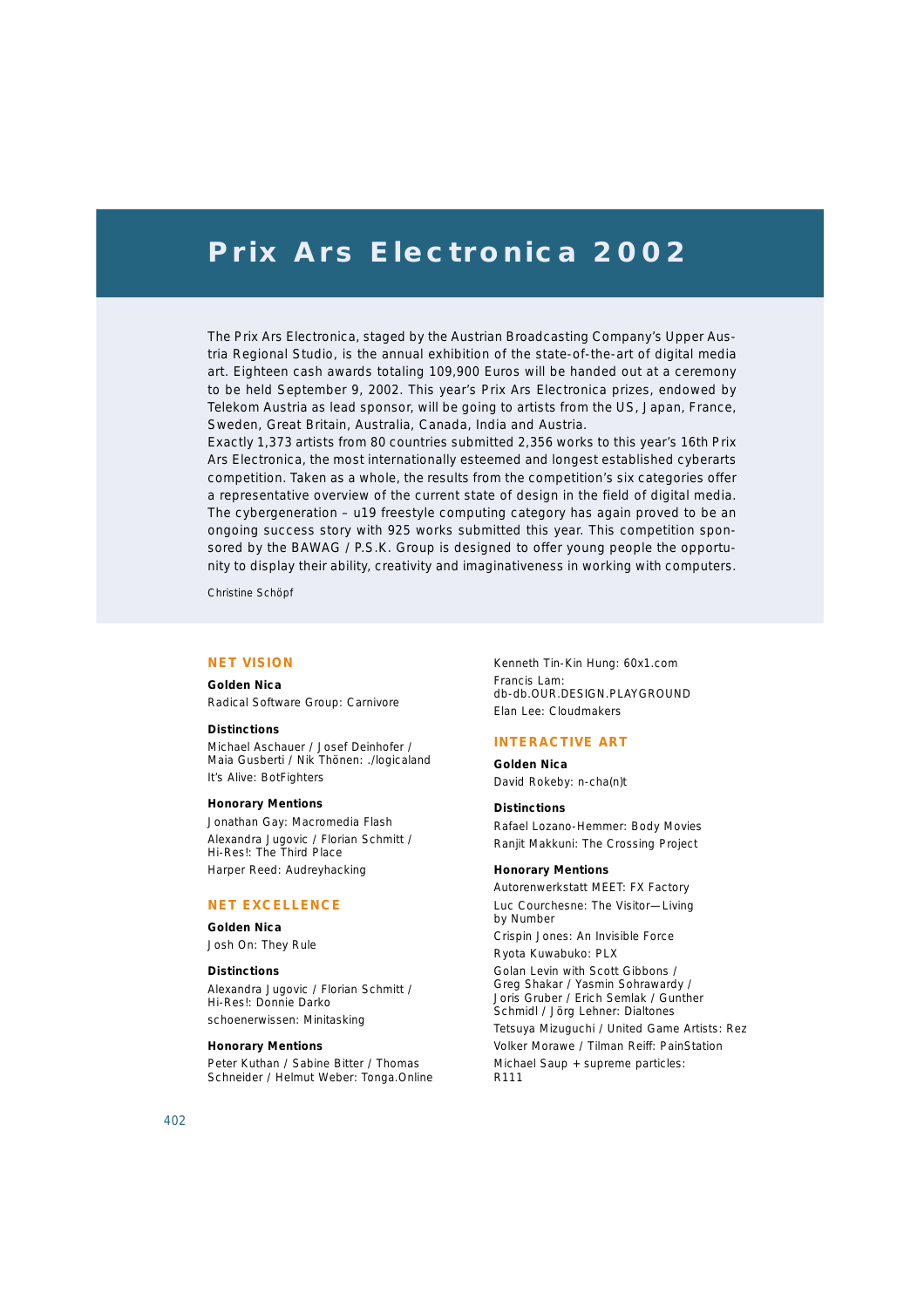# Prix Ars Electronica 2002

The Prix Ars Electronica, staged by the Austrian Broadcasting Company's Upper Austria Regional Studio, is the annual exhibition of the state-of-the-art of digital media art. Eighteen cash awards totaling 109,900 Euros will be handed out at a ceremony to be held September 9, 2002. This year's Prix Ars Electronica prizes, endowed by Telekom Austria as lead sponsor, will be going to artists from the US, Japan, France, Sweden, Great Britain, Australia, Canada, India and Austria.
Exactly 1,373 artists from 80 countries submitted 2,356 works to this year's 16th Prix Ars Electronica, the most internationally esteemed and longest established cyberarts competition. Taken as a whole, the results from the competition's six categories offer a representative overview of the current state of design in the field of digital media. The cybergeneration – u19 freestyle computing category has again proved to be an ongoing success story with 925 works submitted this year. This competition sponsored by the BAWAG / P.S.K. Group is designed to offer young people the opportunity to display their ability, creativity and imaginativeness in working with computers.

Christine Schöpf

## NET VISION

**Golden Nica**

Radical Software Group: Carnivore

**Distinctions**

Michael Aschauer / Josef Deinhofer / Maia Gusberti / Nik Thönen: ./logicaland

It's Alive: BotFighters

**Honorary Mentions**

Jonathan Gay: Macromedia Flash

Alexandra Jugovic / Florian Schmitt / Hi-Res!: The Third Place

Harper Reed: Audreyhacking

## NET EXCELLENCE

**Golden Nica**

Josh On: They Rule

**Distinctions**

Alexandra Jugovic / Florian Schmitt / Hi-Res!: Donnie Darko

schoenerwissen: Minitasking

**Honorary Mentions**

Peter Kuthan / Sabine Bitter / Thomas Schneider / Helmut Weber: Tonga.Online

Kenneth Tin-Kin Hung: 60x1.com

Francis Lam: db-db.OUR.DESIGN.PLAYGROUND

Elan Lee: Cloudmakers

## INTERACTIVE ART

**Golden Nica**

David Rokeby: n-cha(n)t

**Distinctions**

Rafael Lozano-Hemmer: Body Movies

Ranjit Makkuni: The Crossing Project

**Honorary Mentions**

Autorenwerkstatt MEET: FX Factory

Luc Courchesne: The Visitor—Living by Number

Crispin Jones: An Invisible Force

Ryota Kuwabuko: PLX

Golan Levin with Scott Gibbons / Greg Shakar / Yasmin Sohrawardy / Joris Gruber / Erich Semlak / Gunther Schmidl / Jörg Lehner: Dialtones

Tetsuya Mizuguchi / United Game Artists: Rez

Volker Morawe / Tilman Reiff: PainStation

Michael Saup + supreme particles: R111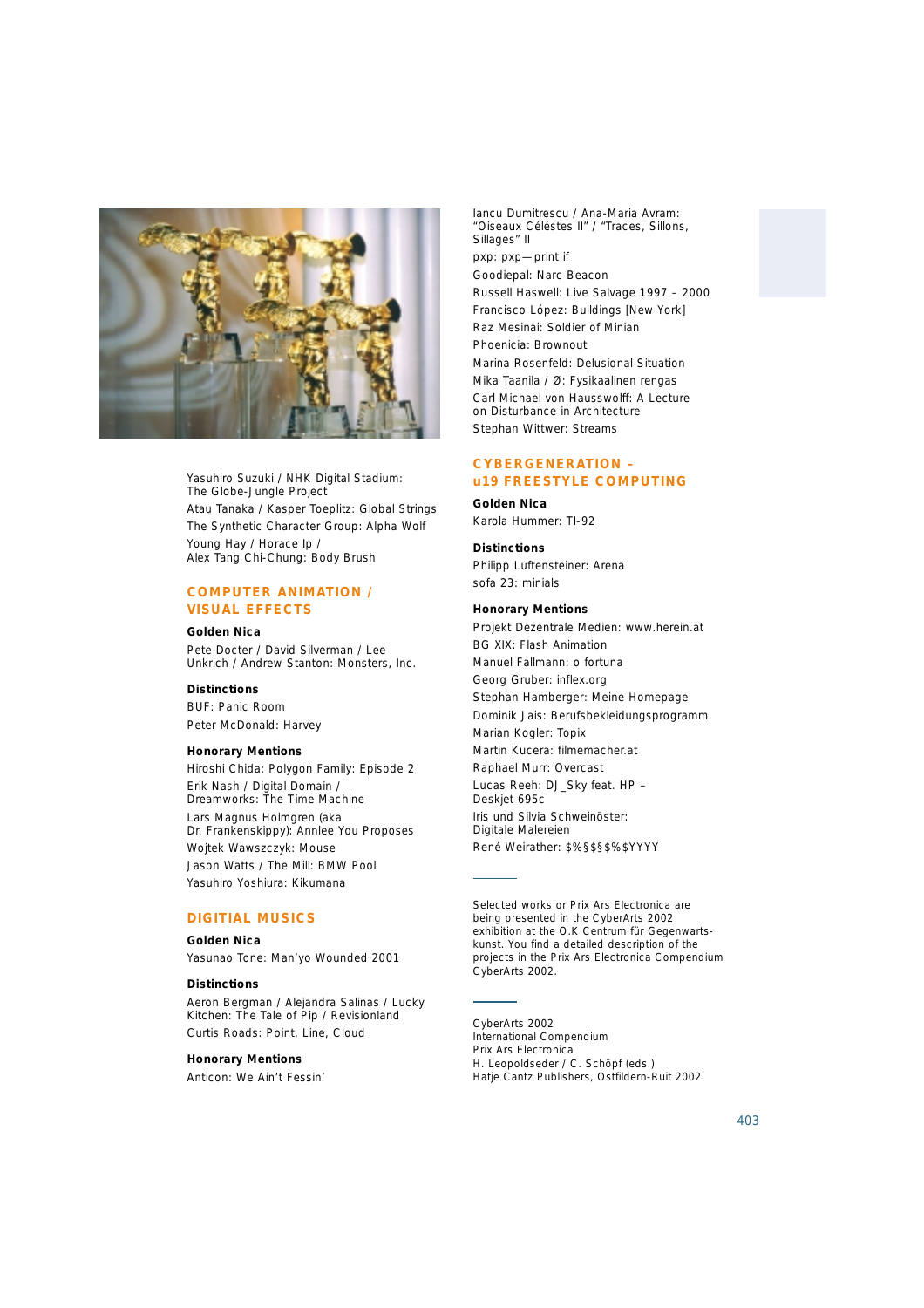Yasuhiro Suzuki / NHK Digital Stadium: The Globe-Jungle Project

Atau Tanaka / Kasper Toeplitz: Global Strings

The Synthetic Character Group: Alpha Wolf

Young Hay / Horace Ip / Alex Tang Chi-Chung: Body Brush

## COMPUTER ANIMATION / VISUAL EFFECTS

**Golden Nica**

Pete Docter / David Silverman / Lee Unkrich / Andrew Stanton: Monsters, Inc.

**Distinctions**

BUF: Panic Room

Peter McDonald: Harvey

**Honorary Mentions**

Hiroshi Chida: Polygon Family: Episode 2

Erik Nash / Digital Domain / Dreamworks: The Time Machine

Lars Magnus Holmgren (aka Dr. Frankenskippy): Annlee You Proposes

Wojtek Wawszczyk: Mouse

Jason Watts / The Mill: BMW Pool

Yasuhiro Yoshiura: Kikumana

## DIGITIAL MUSICS

**Golden Nica**

Yasunao Tone: Man'yo Wounded 2001

**Distinctions**

Aeron Bergman / Alejandra Salinas / Lucky Kitchen: The Tale of Pip / Revisionland

Curtis Roads: Point, Line, Cloud

**Honorary Mentions**

Anticon: We Ain't Fessin'

Iancu Dumitrescu / Ana-Maria Avram: "Oiseaux Céléstes II" / "Traces, Sillons, Sillages" II

pxp: pxp—print if

Goodiepal: Narc Beacon

Russell Haswell: Live Salvage 1997 – 2000

Francisco López: Buildings [New York]

Raz Mesinai: Soldier of Minian

Phoenicia: Brownout

Marina Rosenfeld: Delusional Situation

Mika Taanila / Ø: Fysikaalinen rengas

Carl Michael von Hausswolff: A Lecture on Disturbance in Architecture

Stephan Wittwer: Streams

## CYBERGENERATION – u19 FREESTYLE COMPUTING

**Golden Nica**

Karola Hummer: TI-92

**Distinctions**

Philipp Luftensteiner: Arena

sofa 23: minials

**Honorary Mentions**

Projekt Dezentrale Medien: www.herein.at

BG XIX: Flash Animation

Manuel Fallmann: o fortuna

Georg Gruber: inflex.org

Stephan Hamberger: Meine Homepage

Dominik Jais: Berufsbekleidungsprogramm

Marian Kogler: Topix

Martin Kucera: filmemacher.at

Raphael Murr: Overcast

Lucas Reeh: DJ_Sky feat. HP – Deskjet 695c

Iris und Silvia Schweinöster: Digitale Malereien

René Weirather: $%§$§$%$YYYY

---

Selected works or Prix Ars Electronica are being presented in the CyberArts 2002 exhibition at the O.K Centrum für Gegenwartskunst. You find a detailed description of the projects in the Prix Ars Electronica Compendium CyberArts 2002.

---

CyberArts 2002
International Compendium
Prix Ars Electronica
H. Leopoldseder / C. Schöpf (eds.)
Hatje Cantz Publishers, Ostfildern-Ruit 2002